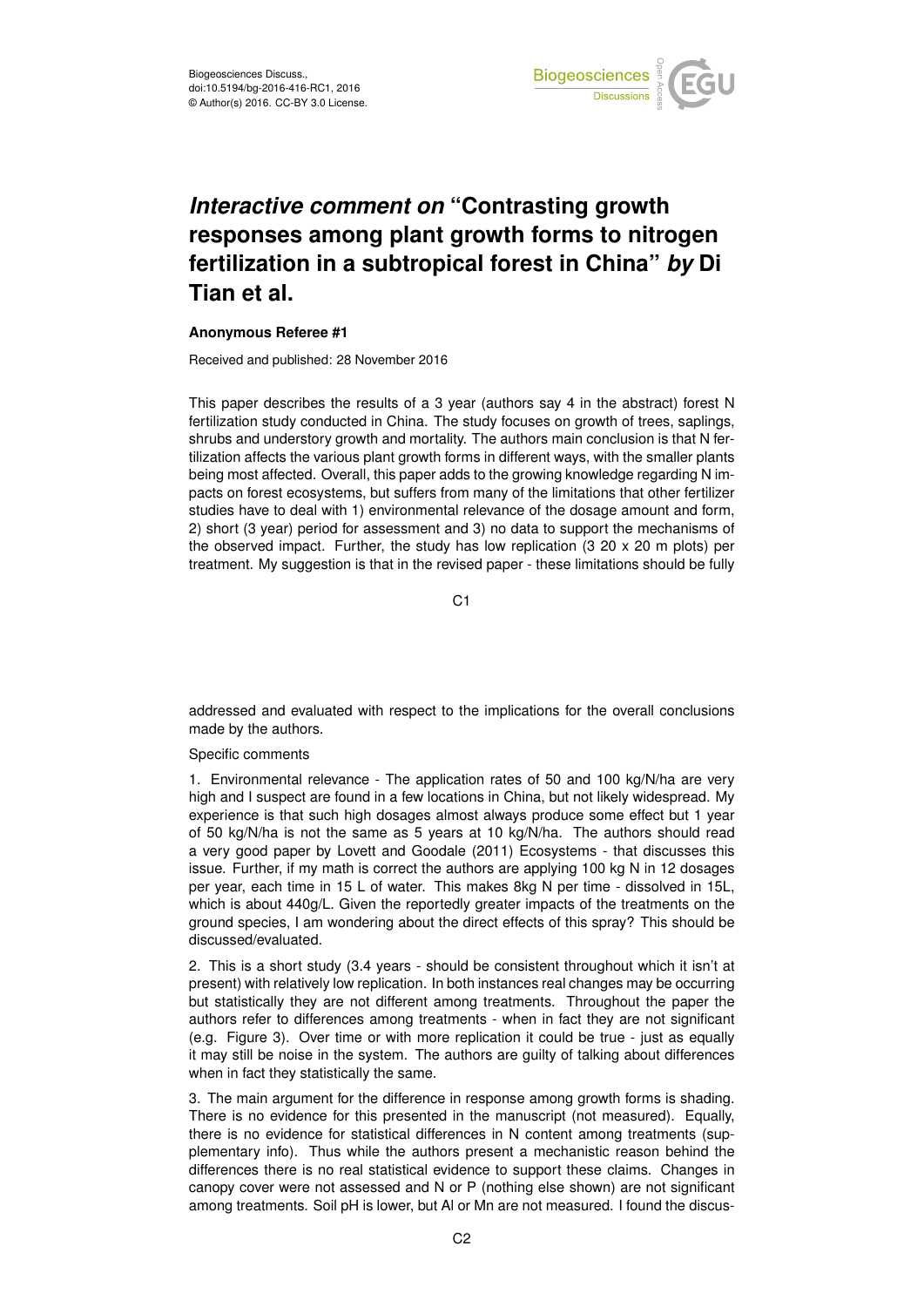# *Interactive comment on* "Contrasting growth responses among plant growth forms to nitrogen fertilization in a subtropical forest in China" *by* Di Tian et al.

**Anonymous Referee #1**

Received and published: 28 November 2016

This paper describes the results of a 3 year (authors say 4 in the abstract) forest N fertilization study conducted in China. The study focuses on growth of trees, saplings, shrubs and understory growth and mortality. The authors main conclusion is that N fertilization affects the various plant growth forms in different ways, with the smaller plants being most affected. Overall, this paper adds to the growing knowledge regarding N impacts on forest ecosystems, but suffers from many of the limitations that other fertilizer studies have to deal with 1) environmental relevance of the dosage amount and form, 2) short (3 year) period for assessment and 3) no data to support the mechanisms of the observed impact. Further, the study has low replication (3 20 x 20 m plots) per treatment. My suggestion is that in the revised paper - these limitations should be fully addressed and evaluated with respect to the implications for the overall conclusions made by the authors.

Specific comments

1. Environmental relevance - The application rates of 50 and 100 kg/N/ha are very high and I suspect are found in a few locations in China, but not likely widespread. My experience is that such high dosages almost always produce some effect but 1 year of 50 kg/N/ha is not the same as 5 years at 10 kg/N/ha. The authors should read a very good paper by Lovett and Goodale (2011) Ecosystems - that discusses this issue. Further, if my math is correct the authors are applying 100 kg N in 12 dosages per year, each time in 15 L of water. This makes 8kg N per time - dissolved in 15L, which is about 440g/L. Given the reportedly greater impacts of the treatments on the ground species, I am wondering about the direct effects of this spray? This should be discussed/evaluated.

2. This is a short study (3.4 years - should be consistent throughout which it isn't at present) with relatively low replication. In both instances real changes may be occurring but statistically they are not different among treatments. Throughout the paper the authors refer to differences among treatments - when in fact they are not significant (e.g. Figure 3). Over time or with more replication it could be true - just as equally it may still be noise in the system. The authors are guilty of talking about differences when in fact they statistically the same.

3. The main argument for the difference in response among growth forms is shading. There is no evidence for this presented in the manuscript (not measured). Equally, there is no evidence for statistical differences in N content among treatments (supplementary info). Thus while the authors present a mechanistic reason behind the differences there is no real statistical evidence to support these claims. Changes in canopy cover were not assessed and N or P (nothing else shown) are not significant among treatments. Soil pH is lower, but Al or Mn are not measured. I found the discus-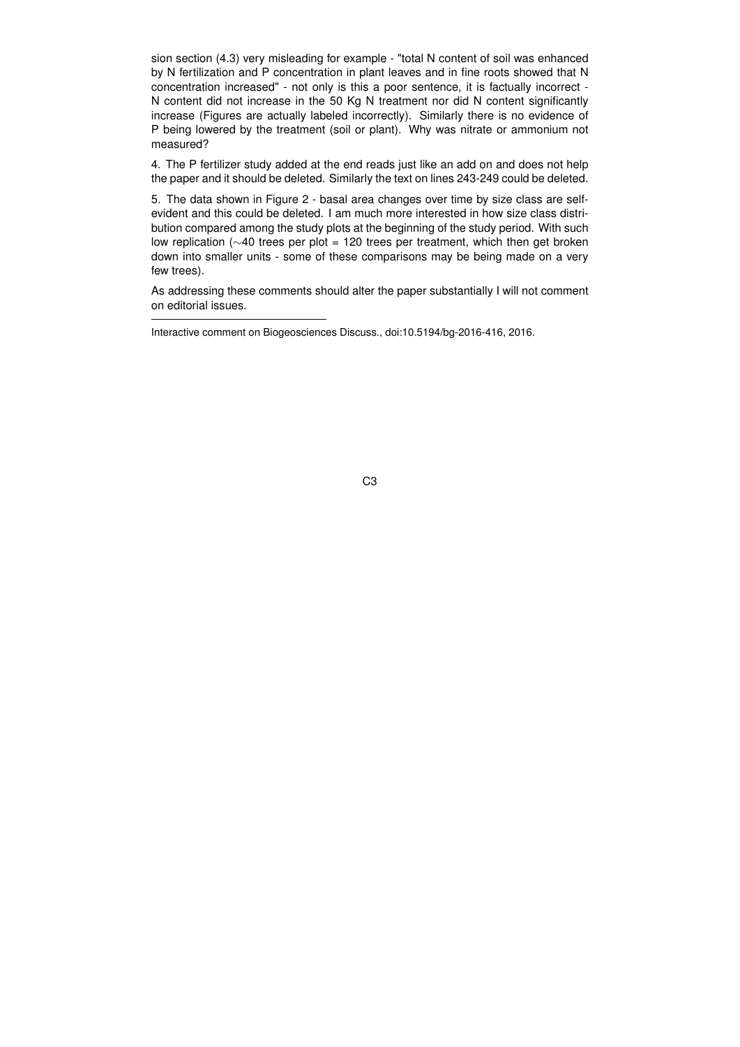sion section (4.3) very misleading for example - "total N content of soil was enhanced by N fertilization and P concentration in plant leaves and in fine roots showed that N concentration increased" - not only is this a poor sentence, it is factually incorrect - N content did not increase in the 50 Kg N treatment nor did N content significantly increase (Figures are actually labeled incorrectly). Similarly there is no evidence of P being lowered by the treatment (soil or plant). Why was nitrate or ammonium not measured?

4. The P fertilizer study added at the end reads just like an add on and does not help the paper and it should be deleted. Similarly the text on lines 243-249 could be deleted.

5. The data shown in Figure 2 - basal area changes over time by size class are self-evident and this could be deleted. I am much more interested in how size class distribution compared among the study plots at the beginning of the study period. With such low replication ($\sim$40 trees per plot = 120 trees per treatment, which then get broken down into smaller units - some of these comparisons may be being made on a very few trees).

As addressing these comments should alter the paper substantially I will not comment on editorial issues.

---

Interactive comment on Biogeosciences Discuss., doi:10.5194/bg-2016-416, 2016.